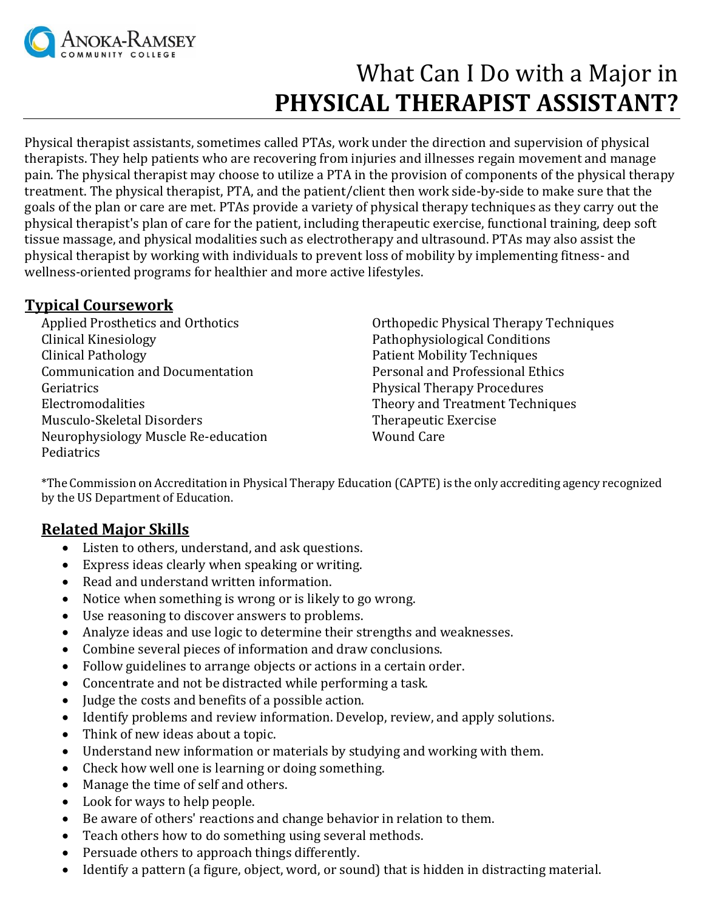Anoka-Ramsey Community College

# What Can I Do with a Major in **PHYSICAL THERAPIST ASSISTANT?**

Physical therapist assistants, sometimes called PTAs, work under the direction and supervision of physical therapists. They help patients who are recovering from injuries and illnesses regain movement and manage pain. The physical therapist may choose to utilize a PTA in the provision of components of the physical therapy treatment. The physical therapist, PTA, and the patient/client then work side-by-side to make sure that the goals of the plan or care are met. PTAs provide a variety of physical therapy techniques as they carry out the physical therapist's plan of care for the patient, including therapeutic exercise, functional training, deep soft tissue massage, and physical modalities such as electrotherapy and ultrasound. PTAs may also assist the physical therapist by working with individuals to prevent loss of mobility by implementing fitness- and wellness-oriented programs for healthier and more active lifestyles.

## Typical Coursework

- Applied Prosthetics and Orthotics
- Clinical Kinesiology
- Clinical Pathology
- Communication and Documentation
- Geriatrics
- Electromodalities
- Musculo-Skeletal Disorders
- Neurophysiology Muscle Re-education
- Pediatrics
- Orthopedic Physical Therapy Techniques
- Pathophysiological Conditions
- Patient Mobility Techniques
- Personal and Professional Ethics
- Physical Therapy Procedures
- Theory and Treatment Techniques
- Therapeutic Exercise
- Wound Care

*The Commission on Accreditation in Physical Therapy Education (CAPTE) is the only accrediting agency recognized by the US Department of Education.

## Related Major Skills

- Listen to others, understand, and ask questions.
- Express ideas clearly when speaking or writing.
- Read and understand written information.
- Notice when something is wrong or is likely to go wrong.
- Use reasoning to discover answers to problems.
- Analyze ideas and use logic to determine their strengths and weaknesses.
- Combine several pieces of information and draw conclusions.
- Follow guidelines to arrange objects or actions in a certain order.
- Concentrate and not be distracted while performing a task.
- Judge the costs and benefits of a possible action.
- Identify problems and review information. Develop, review, and apply solutions.
- Think of new ideas about a topic.
- Understand new information or materials by studying and working with them.
- Check how well one is learning or doing something.
- Manage the time of self and others.
- Look for ways to help people.
- Be aware of others' reactions and change behavior in relation to them.
- Teach others how to do something using several methods.
- Persuade others to approach things differently.
- Identify a pattern (a figure, object, word, or sound) that is hidden in distracting material.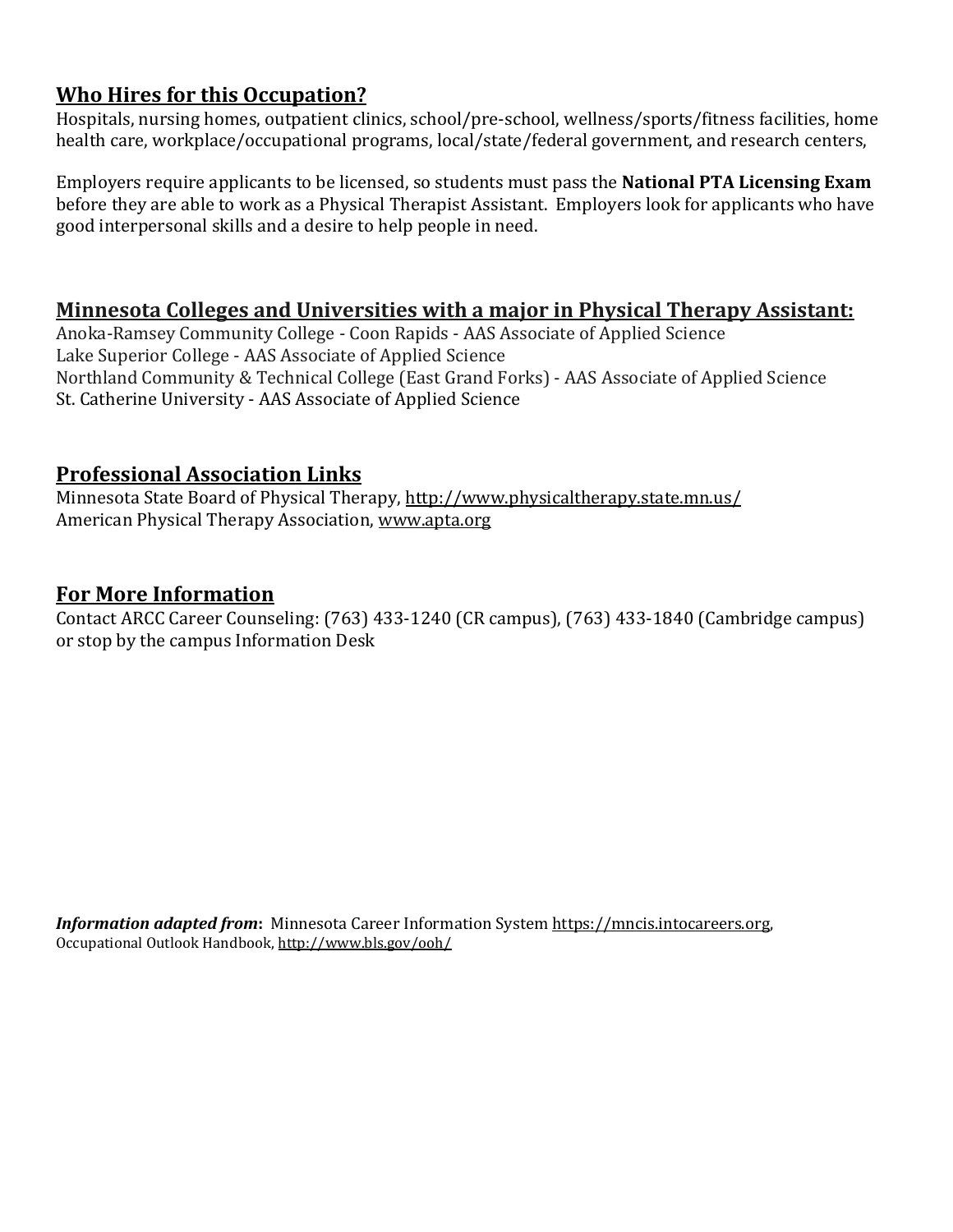## Who Hires for this Occupation?

Hospitals, nursing homes, outpatient clinics, school/pre-school, wellness/sports/fitness facilities, home health care, workplace/occupational programs, local/state/federal government, and research centers,

Employers require applicants to be licensed, so students must pass the **National PTA Licensing Exam** before they are able to work as a Physical Therapist Assistant. Employers look for applicants who have good interpersonal skills and a desire to help people in need.

## Minnesota Colleges and Universities with a major in Physical Therapy Assistant:

Anoka-Ramsey Community College - Coon Rapids - AAS Associate of Applied Science
Lake Superior College - AAS Associate of Applied Science
Northland Community & Technical College (East Grand Forks) - AAS Associate of Applied Science
St. Catherine University - AAS Associate of Applied Science

## Professional Association Links

Minnesota State Board of Physical Therapy, http://www.physicaltherapy.state.mn.us/
American Physical Therapy Association, www.apta.org

## For More Information

Contact ARCC Career Counseling: (763) 433-1240 (CR campus), (763) 433-1840 (Cambridge campus) or stop by the campus Information Desk

***Information adapted from*:** Minnesota Career Information System https://mncis.intocareers.org, Occupational Outlook Handbook, http://www.bls.gov/ooh/